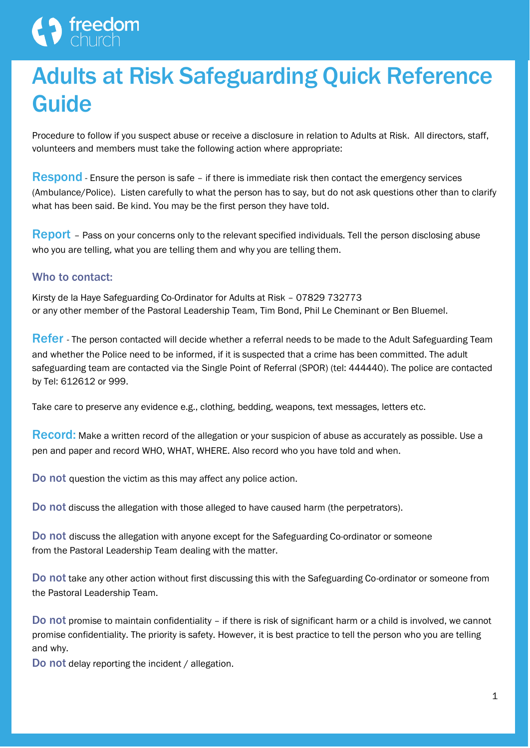freedom church

# Adults at Risk Safeguarding Quick Reference Guide

Procedure to follow if you suspect abuse or receive a disclosure in relation to Adults at Risk. All directors, staff, volunteers and members must take the following action where appropriate:

**Respond** - Ensure the person is safe – if there is immediate risk then contact the emergency services (Ambulance/Police). Listen carefully to what the person has to say, but do not ask questions other than to clarify what has been said. Be kind. You may be the first person they have told.

**Report** – Pass on your concerns only to the relevant specified individuals. Tell the person disclosing abuse who you are telling, what you are telling them and why you are telling them.

### Who to contact:

Kirsty de la Haye Safeguarding Co-Ordinator for Adults at Risk – 07829 732773
or any other member of the Pastoral Leadership Team, Tim Bond, Phil Le Cheminant or Ben Bluemel.

**Refer** - The person contacted will decide whether a referral needs to be made to the Adult Safeguarding Team and whether the Police need to be informed, if it is suspected that a crime has been committed. The adult safeguarding team are contacted via the Single Point of Referral (SPOR) (tel: 444440). The police are contacted by Tel: 612612 or 999.

Take care to preserve any evidence e.g., clothing, bedding, weapons, text messages, letters etc.

**Record:** Make a written record of the allegation or your suspicion of abuse as accurately as possible. Use a pen and paper and record WHO, WHAT, WHERE. Also record who you have told and when.

**Do not** question the victim as this may affect any police action.

**Do not** discuss the allegation with those alleged to have caused harm (the perpetrators).

**Do not** discuss the allegation with anyone except for the Safeguarding Co-ordinator or someone from the Pastoral Leadership Team dealing with the matter.

**Do not** take any other action without first discussing this with the Safeguarding Co-ordinator or someone from the Pastoral Leadership Team.

**Do not** promise to maintain confidentiality – if there is risk of significant harm or a child is involved, we cannot promise confidentiality. The priority is safety. However, it is best practice to tell the person who you are telling and why.

**Do not** delay reporting the incident / allegation.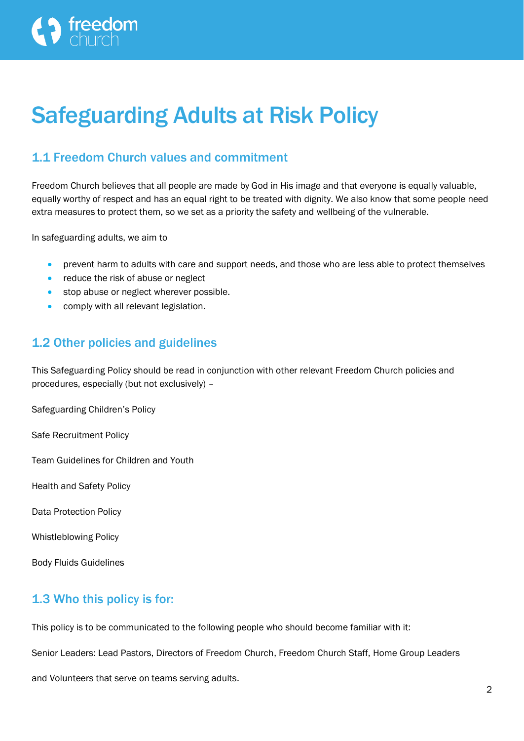# Safeguarding Adults at Risk Policy

## 1.1 Freedom Church values and commitment

Freedom Church believes that all people are made by God in His image and that everyone is equally valuable, equally worthy of respect and has an equal right to be treated with dignity. We also know that some people need extra measures to protect them, so we set as a priority the safety and wellbeing of the vulnerable.

In safeguarding adults, we aim to

- prevent harm to adults with care and support needs, and those who are less able to protect themselves
- reduce the risk of abuse or neglect
- stop abuse or neglect wherever possible.
- comply with all relevant legislation.

## 1.2 Other policies and guidelines

This Safeguarding Policy should be read in conjunction with other relevant Freedom Church policies and procedures, especially (but not exclusively) –

Safeguarding Children's Policy

Safe Recruitment Policy

Team Guidelines for Children and Youth

Health and Safety Policy

Data Protection Policy

Whistleblowing Policy

Body Fluids Guidelines

## 1.3 Who this policy is for:

This policy is to be communicated to the following people who should become familiar with it:

Senior Leaders: Lead Pastors, Directors of Freedom Church, Freedom Church Staff, Home Group Leaders

and Volunteers that serve on teams serving adults.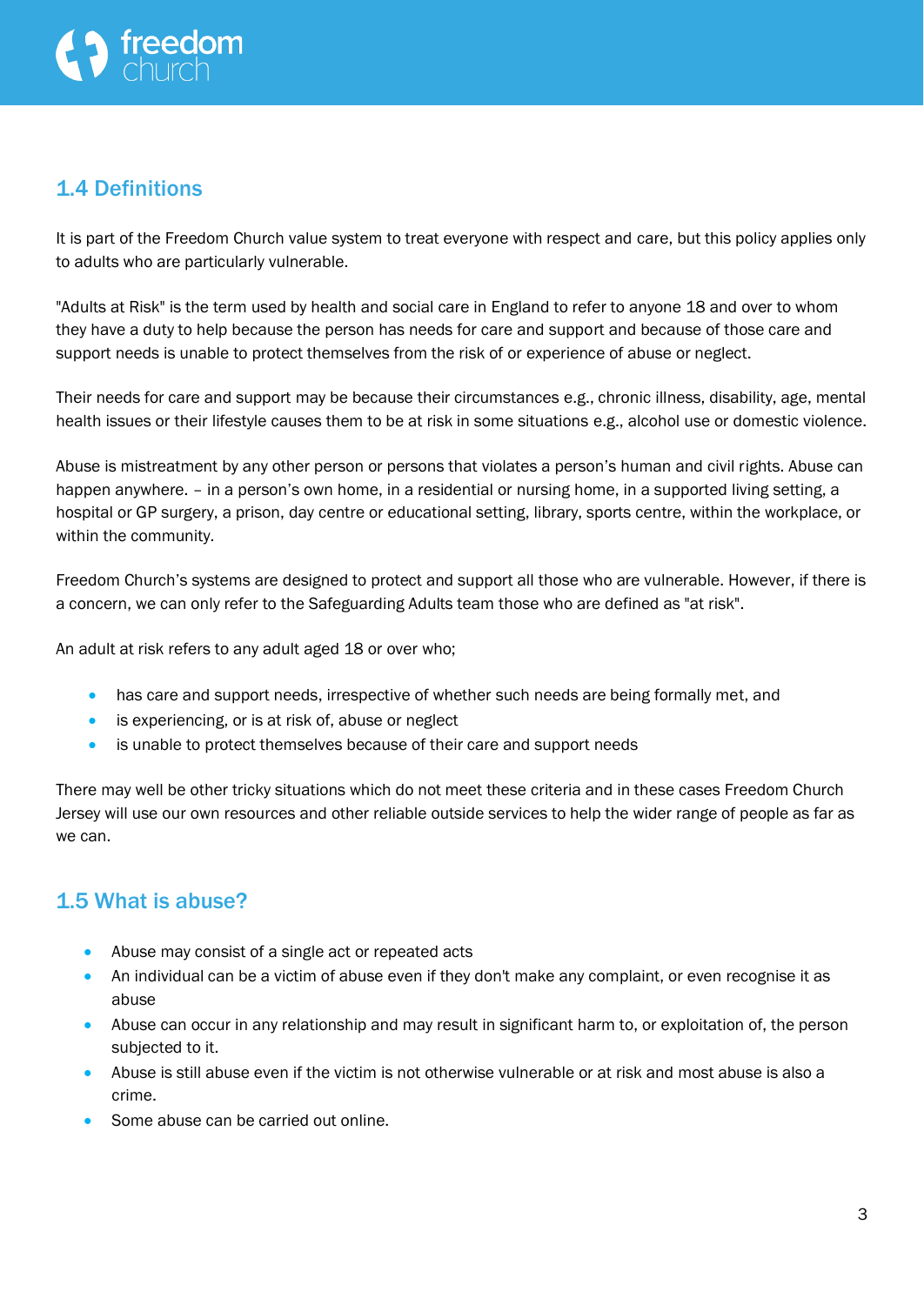## 1.4 Definitions

It is part of the Freedom Church value system to treat everyone with respect and care, but this policy applies only to adults who are particularly vulnerable.

"Adults at Risk" is the term used by health and social care in England to refer to anyone 18 and over to whom they have a duty to help because the person has needs for care and support and because of those care and support needs is unable to protect themselves from the risk of or experience of abuse or neglect.

Their needs for care and support may be because their circumstances e.g., chronic illness, disability, age, mental health issues or their lifestyle causes them to be at risk in some situations e.g., alcohol use or domestic violence.

Abuse is mistreatment by any other person or persons that violates a person's human and civil rights. Abuse can happen anywhere. – in a person's own home, in a residential or nursing home, in a supported living setting, a hospital or GP surgery, a prison, day centre or educational setting, library, sports centre, within the workplace, or within the community.

Freedom Church's systems are designed to protect and support all those who are vulnerable. However, if there is a concern, we can only refer to the Safeguarding Adults team those who are defined as "at risk".

An adult at risk refers to any adult aged 18 or over who;

- has care and support needs, irrespective of whether such needs are being formally met, and
- is experiencing, or is at risk of, abuse or neglect
- is unable to protect themselves because of their care and support needs

There may well be other tricky situations which do not meet these criteria and in these cases Freedom Church Jersey will use our own resources and other reliable outside services to help the wider range of people as far as we can.

## 1.5 What is abuse?

- Abuse may consist of a single act or repeated acts
- An individual can be a victim of abuse even if they don't make any complaint, or even recognise it as abuse
- Abuse can occur in any relationship and may result in significant harm to, or exploitation of, the person subjected to it.
- Abuse is still abuse even if the victim is not otherwise vulnerable or at risk and most abuse is also a crime.
- Some abuse can be carried out online.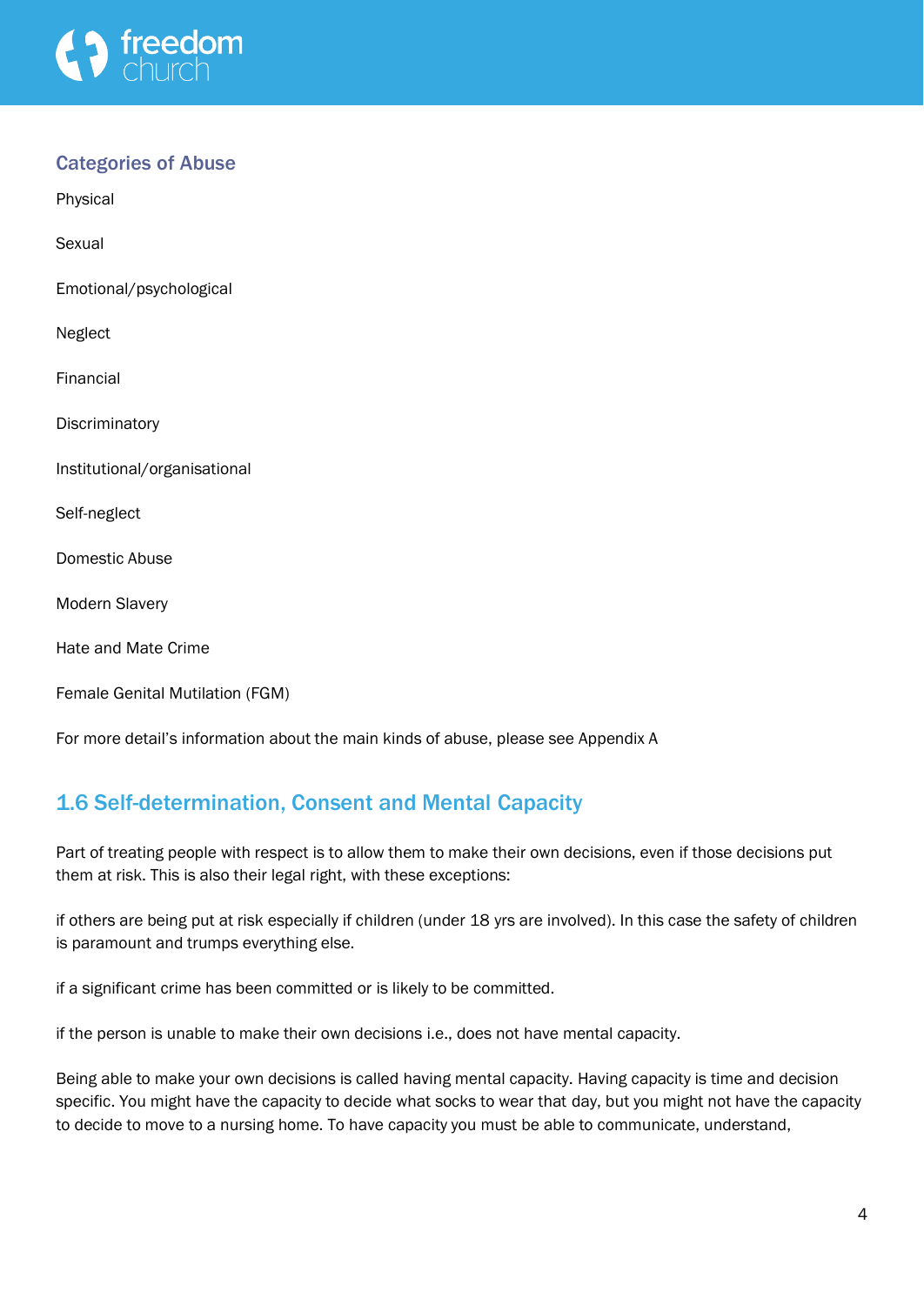### Categories of Abuse

Physical

Sexual

Emotional/psychological

Neglect

Financial

Discriminatory

Institutional/organisational

Self-neglect

Domestic Abuse

Modern Slavery

Hate and Mate Crime

Female Genital Mutilation (FGM)

For more detail's information about the main kinds of abuse, please see Appendix A

## 1.6 Self-determination, Consent and Mental Capacity

Part of treating people with respect is to allow them to make their own decisions, even if those decisions put them at risk. This is also their legal right, with these exceptions:

if others are being put at risk especially if children (under 18 yrs are involved). In this case the safety of children is paramount and trumps everything else.

if a significant crime has been committed or is likely to be committed.

if the person is unable to make their own decisions i.e., does not have mental capacity.

Being able to make your own decisions is called having mental capacity. Having capacity is time and decision specific. You might have the capacity to decide what socks to wear that day, but you might not have the capacity to decide to move to a nursing home. To have capacity you must be able to communicate, understand,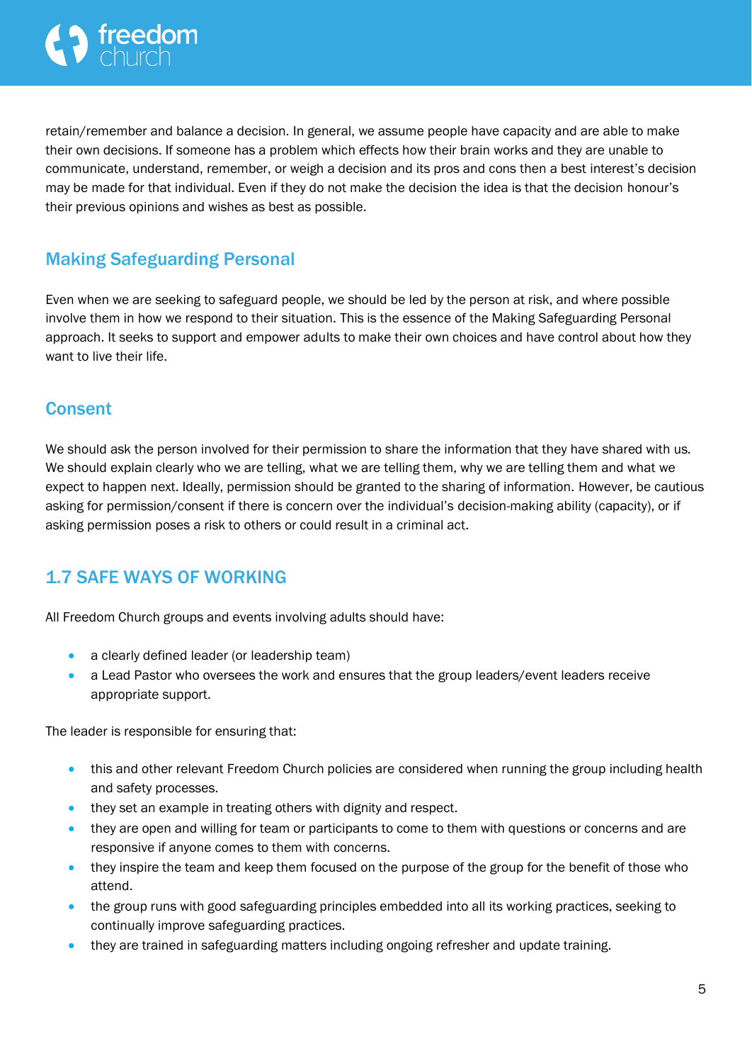retain/remember and balance a decision. In general, we assume people have capacity and are able to make their own decisions. If someone has a problem which effects how their brain works and they are unable to communicate, understand, remember, or weigh a decision and its pros and cons then a best interest's decision may be made for that individual. Even if they do not make the decision the idea is that the decision honour's their previous opinions and wishes as best as possible.

### Making Safeguarding Personal

Even when we are seeking to safeguard people, we should be led by the person at risk, and where possible involve them in how we respond to their situation. This is the essence of the Making Safeguarding Personal approach. It seeks to support and empower adults to make their own choices and have control about how they want to live their life.

### Consent

We should ask the person involved for their permission to share the information that they have shared with us. We should explain clearly who we are telling, what we are telling them, why we are telling them and what we expect to happen next. Ideally, permission should be granted to the sharing of information. However, be cautious asking for permission/consent if there is concern over the individual's decision-making ability (capacity), or if asking permission poses a risk to others or could result in a criminal act.

## 1.7 SAFE WAYS OF WORKING

All Freedom Church groups and events involving adults should have:

- a clearly defined leader (or leadership team)
- a Lead Pastor who oversees the work and ensures that the group leaders/event leaders receive appropriate support.

The leader is responsible for ensuring that:

- this and other relevant Freedom Church policies are considered when running the group including health and safety processes.
- they set an example in treating others with dignity and respect.
- they are open and willing for team or participants to come to them with questions or concerns and are responsive if anyone comes to them with concerns.
- they inspire the team and keep them focused on the purpose of the group for the benefit of those who attend.
- the group runs with good safeguarding principles embedded into all its working practices, seeking to continually improve safeguarding practices.
- they are trained in safeguarding matters including ongoing refresher and update training.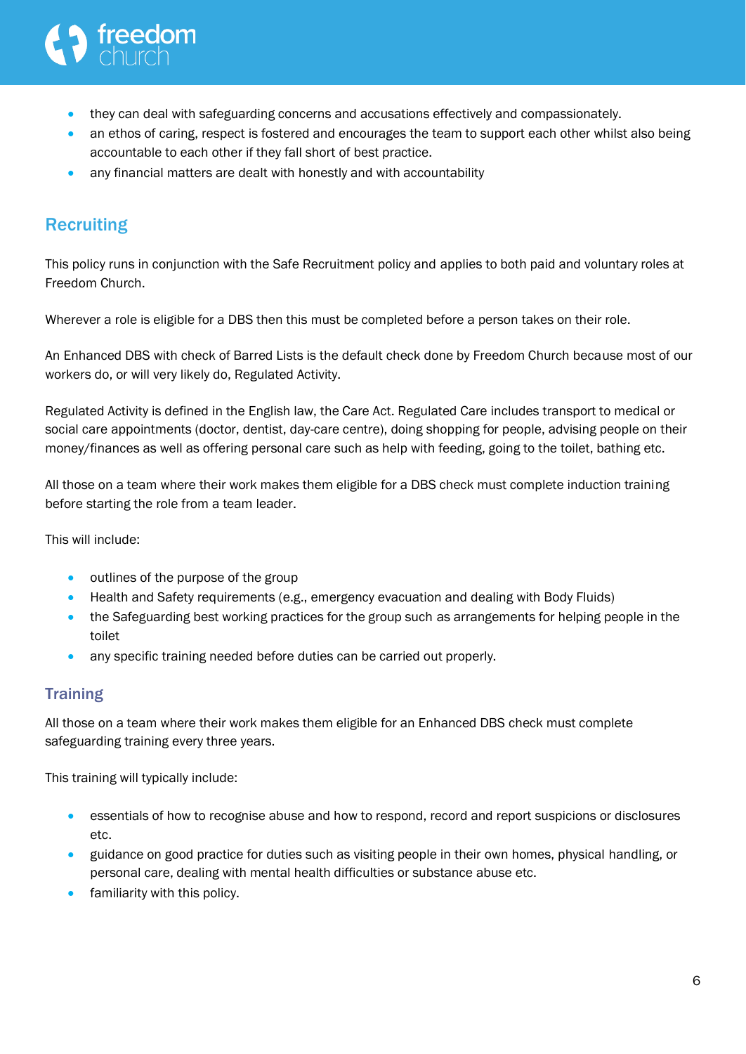- they can deal with safeguarding concerns and accusations effectively and compassionately.
- an ethos of caring, respect is fostered and encourages the team to support each other whilst also being accountable to each other if they fall short of best practice.
- any financial matters are dealt with honestly and with accountability

## Recruiting

This policy runs in conjunction with the Safe Recruitment policy and applies to both paid and voluntary roles at Freedom Church.

Wherever a role is eligible for a DBS then this must be completed before a person takes on their role.

An Enhanced DBS with check of Barred Lists is the default check done by Freedom Church because most of our workers do, or will very likely do, Regulated Activity.

Regulated Activity is defined in the English law, the Care Act. Regulated Care includes transport to medical or social care appointments (doctor, dentist, day-care centre), doing shopping for people, advising people on their money/finances as well as offering personal care such as help with feeding, going to the toilet, bathing etc.

All those on a team where their work makes them eligible for a DBS check must complete induction training before starting the role from a team leader.

This will include:

- outlines of the purpose of the group
- Health and Safety requirements (e.g., emergency evacuation and dealing with Body Fluids)
- the Safeguarding best working practices for the group such as arrangements for helping people in the toilet
- any specific training needed before duties can be carried out properly.

### Training

All those on a team where their work makes them eligible for an Enhanced DBS check must complete safeguarding training every three years.

This training will typically include:

- essentials of how to recognise abuse and how to respond, record and report suspicions or disclosures etc.
- guidance on good practice for duties such as visiting people in their own homes, physical handling, or personal care, dealing with mental health difficulties or substance abuse etc.
- familiarity with this policy.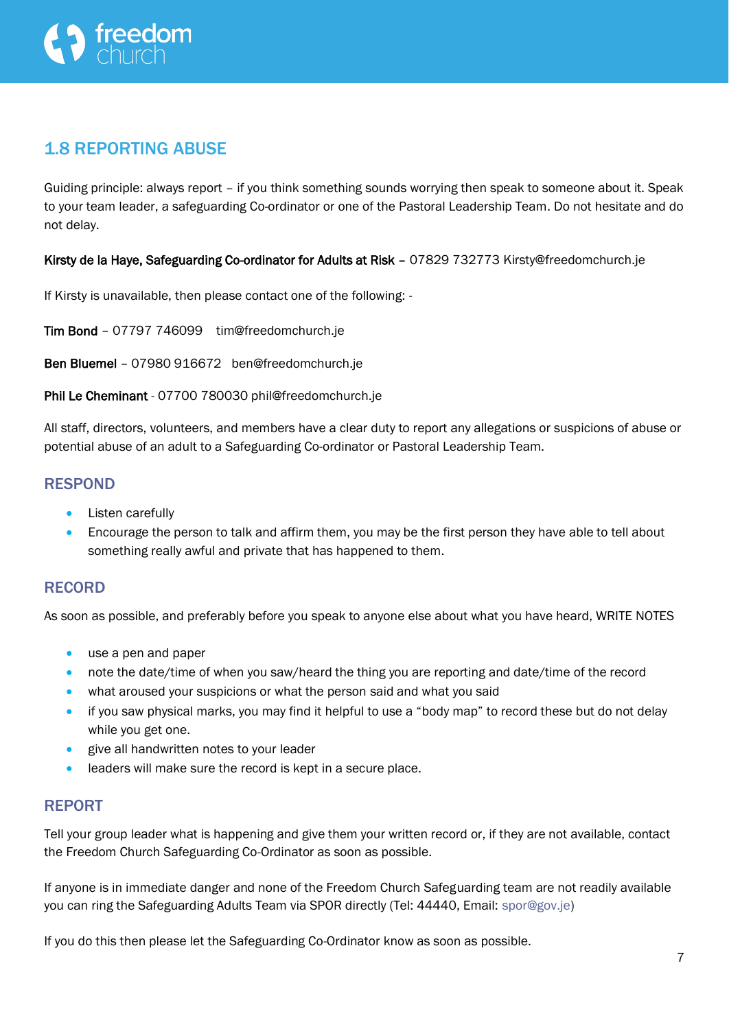## 1.8 REPORTING ABUSE

Guiding principle: always report – if you think something sounds worrying then speak to someone about it. Speak to your team leader, a safeguarding Co-ordinator or one of the Pastoral Leadership Team. Do not hesitate and do not delay.

**Kirsty de la Haye, Safeguarding Co-ordinator for Adults at Risk –** 07829 732773 Kirsty@freedomchurch.je

If Kirsty is unavailable, then please contact one of the following: -

**Tim Bond** – 07797 746099 tim@freedomchurch.je

**Ben Bluemel** – 07980 916672 ben@freedomchurch.je

**Phil Le Cheminant** - 07700 780030 phil@freedomchurch.je

All staff, directors, volunteers, and members have a clear duty to report any allegations or suspicions of abuse or potential abuse of an adult to a Safeguarding Co-ordinator or Pastoral Leadership Team.

### RESPOND

- Listen carefully
- Encourage the person to talk and affirm them, you may be the first person they have able to tell about something really awful and private that has happened to them.

### RECORD

As soon as possible, and preferably before you speak to anyone else about what you have heard, WRITE NOTES

- use a pen and paper
- note the date/time of when you saw/heard the thing you are reporting and date/time of the record
- what aroused your suspicions or what the person said and what you said
- if you saw physical marks, you may find it helpful to use a "body map" to record these but do not delay while you get one.
- give all handwritten notes to your leader
- leaders will make sure the record is kept in a secure place.

### REPORT

Tell your group leader what is happening and give them your written record or, if they are not available, contact the Freedom Church Safeguarding Co-Ordinator as soon as possible.

If anyone is in immediate danger and none of the Freedom Church Safeguarding team are not readily available you can ring the Safeguarding Adults Team via SPOR directly (Tel: 44440, Email: spor@gov.je)

If you do this then please let the Safeguarding Co-Ordinator know as soon as possible.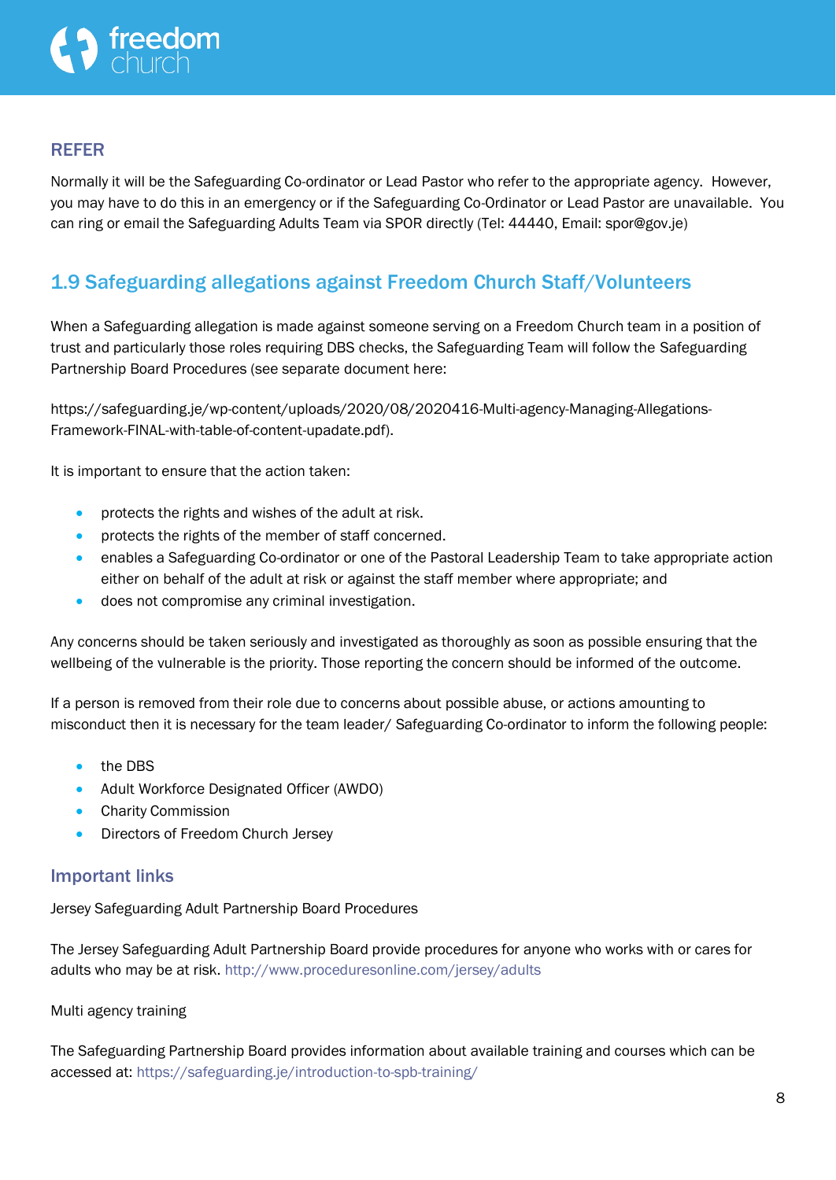### REFER

Normally it will be the Safeguarding Co-ordinator or Lead Pastor who refer to the appropriate agency. However, you may have to do this in an emergency or if the Safeguarding Co-Ordinator or Lead Pastor are unavailable. You can ring or email the Safeguarding Adults Team via SPOR directly (Tel: 44440, Email: spor@gov.je)

## 1.9 Safeguarding allegations against Freedom Church Staff/Volunteers

When a Safeguarding allegation is made against someone serving on a Freedom Church team in a position of trust and particularly those roles requiring DBS checks, the Safeguarding Team will follow the Safeguarding Partnership Board Procedures (see separate document here:

https://safeguarding.je/wp-content/uploads/2020/08/2020416-Multi-agency-Managing-Allegations-Framework-FINAL-with-table-of-content-upadate.pdf).

It is important to ensure that the action taken:

- protects the rights and wishes of the adult at risk.
- protects the rights of the member of staff concerned.
- enables a Safeguarding Co-ordinator or one of the Pastoral Leadership Team to take appropriate action either on behalf of the adult at risk or against the staff member where appropriate; and
- does not compromise any criminal investigation.

Any concerns should be taken seriously and investigated as thoroughly as soon as possible ensuring that the wellbeing of the vulnerable is the priority. Those reporting the concern should be informed of the outcome.

If a person is removed from their role due to concerns about possible abuse, or actions amounting to misconduct then it is necessary for the team leader/ Safeguarding Co-ordinator to inform the following people:

- the DBS
- Adult Workforce Designated Officer (AWDO)
- Charity Commission
- Directors of Freedom Church Jersey

### Important links

Jersey Safeguarding Adult Partnership Board Procedures

The Jersey Safeguarding Adult Partnership Board provide procedures for anyone who works with or cares for adults who may be at risk. http://www.proceduresonline.com/jersey/adults

Multi agency training

The Safeguarding Partnership Board provides information about available training and courses which can be accessed at: https://safeguarding.je/introduction-to-spb-training/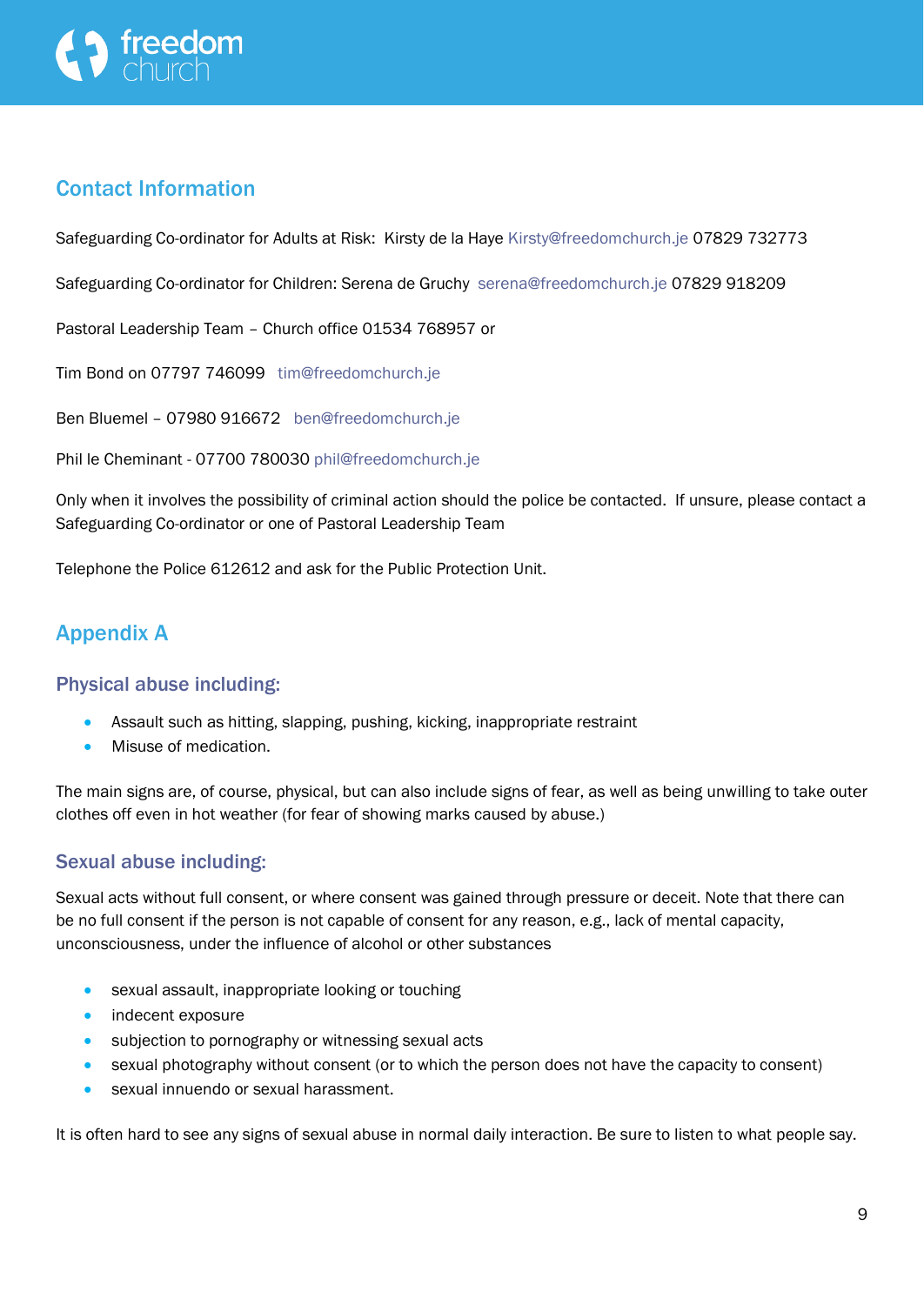## Contact Information

Safeguarding Co-ordinator for Adults at Risk: Kirsty de la Haye Kirsty@freedomchurch.je 07829 732773

Safeguarding Co-ordinator for Children: Serena de Gruchy serena@freedomchurch.je 07829 918209

Pastoral Leadership Team – Church office 01534 768957 or

Tim Bond on 07797 746099 tim@freedomchurch.je

Ben Bluemel – 07980 916672 ben@freedomchurch.je

Phil le Cheminant - 07700 780030 phil@freedomchurch.je

Only when it involves the possibility of criminal action should the police be contacted. If unsure, please contact a Safeguarding Co-ordinator or one of Pastoral Leadership Team

Telephone the Police 612612 and ask for the Public Protection Unit.

## Appendix A

### Physical abuse including:

- Assault such as hitting, slapping, pushing, kicking, inappropriate restraint
- Misuse of medication.

The main signs are, of course, physical, but can also include signs of fear, as well as being unwilling to take outer clothes off even in hot weather (for fear of showing marks caused by abuse.)

### Sexual abuse including:

Sexual acts without full consent, or where consent was gained through pressure or deceit. Note that there can be no full consent if the person is not capable of consent for any reason, e.g., lack of mental capacity, unconsciousness, under the influence of alcohol or other substances

- sexual assault, inappropriate looking or touching
- indecent exposure
- subjection to pornography or witnessing sexual acts
- sexual photography without consent (or to which the person does not have the capacity to consent)
- sexual innuendo or sexual harassment.

It is often hard to see any signs of sexual abuse in normal daily interaction. Be sure to listen to what people say.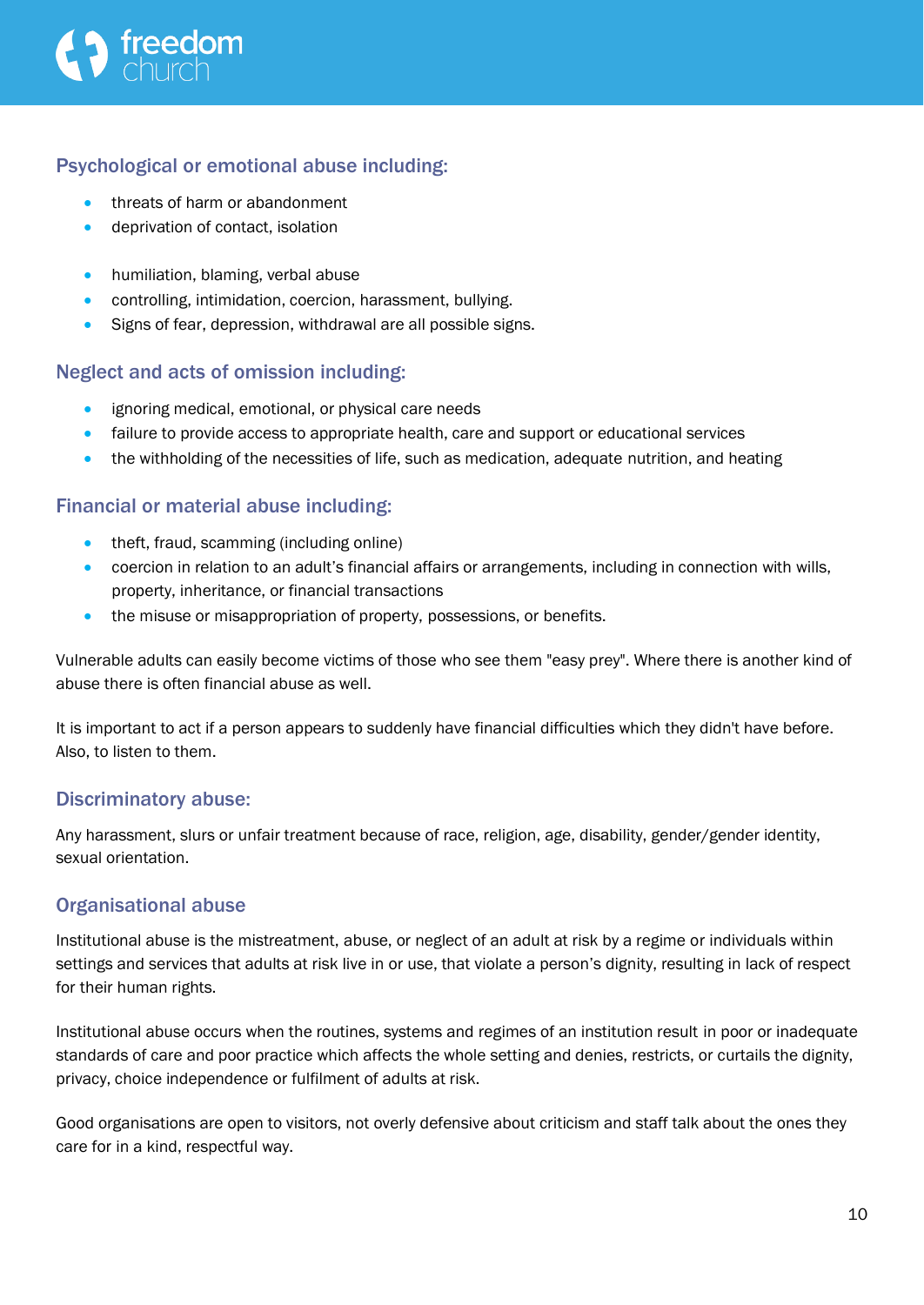### Psychological or emotional abuse including:

- threats of harm or abandonment
- deprivation of contact, isolation
- humiliation, blaming, verbal abuse
- controlling, intimidation, coercion, harassment, bullying.
- Signs of fear, depression, withdrawal are all possible signs.

### Neglect and acts of omission including:

- ignoring medical, emotional, or physical care needs
- failure to provide access to appropriate health, care and support or educational services
- the withholding of the necessities of life, such as medication, adequate nutrition, and heating

### Financial or material abuse including:

- theft, fraud, scamming (including online)
- coercion in relation to an adult's financial affairs or arrangements, including in connection with wills, property, inheritance, or financial transactions
- the misuse or misappropriation of property, possessions, or benefits.

Vulnerable adults can easily become victims of those who see them "easy prey". Where there is another kind of abuse there is often financial abuse as well.

It is important to act if a person appears to suddenly have financial difficulties which they didn't have before. Also, to listen to them.

### Discriminatory abuse:

Any harassment, slurs or unfair treatment because of race, religion, age, disability, gender/gender identity, sexual orientation.

### Organisational abuse

Institutional abuse is the mistreatment, abuse, or neglect of an adult at risk by a regime or individuals within settings and services that adults at risk live in or use, that violate a person's dignity, resulting in lack of respect for their human rights.

Institutional abuse occurs when the routines, systems and regimes of an institution result in poor or inadequate standards of care and poor practice which affects the whole setting and denies, restricts, or curtails the dignity, privacy, choice independence or fulfilment of adults at risk.

Good organisations are open to visitors, not overly defensive about criticism and staff talk about the ones they care for in a kind, respectful way.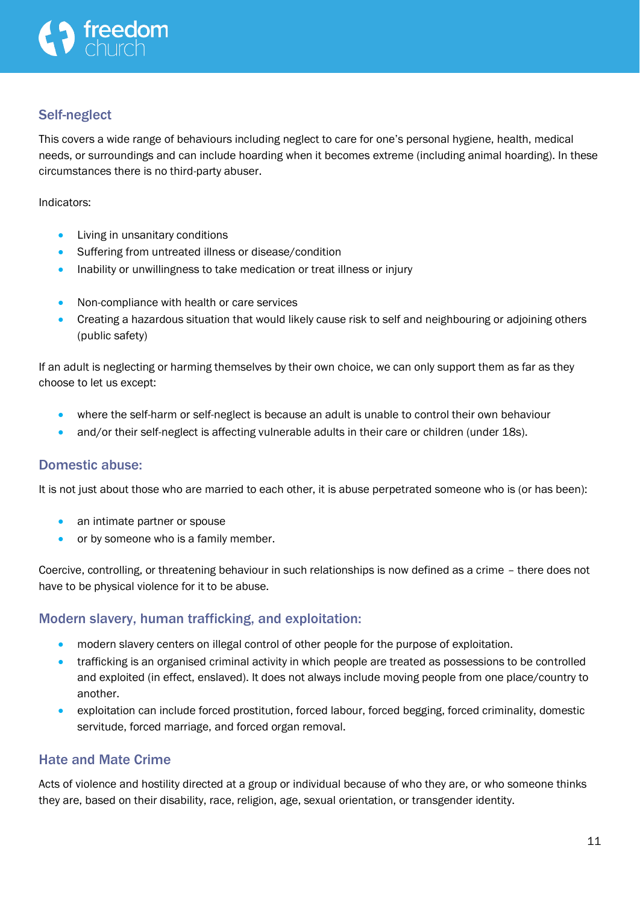## Self-neglect

This covers a wide range of behaviours including neglect to care for one's personal hygiene, health, medical needs, or surroundings and can include hoarding when it becomes extreme (including animal hoarding). In these circumstances there is no third-party abuser.

Indicators:

- Living in unsanitary conditions
- Suffering from untreated illness or disease/condition
- Inability or unwillingness to take medication or treat illness or injury
- Non-compliance with health or care services
- Creating a hazardous situation that would likely cause risk to self and neighbouring or adjoining others (public safety)

If an adult is neglecting or harming themselves by their own choice, we can only support them as far as they choose to let us except:

- where the self-harm or self-neglect is because an adult is unable to control their own behaviour
- and/or their self-neglect is affecting vulnerable adults in their care or children (under 18s).

## Domestic abuse:

It is not just about those who are married to each other, it is abuse perpetrated someone who is (or has been):

- an intimate partner or spouse
- or by someone who is a family member.

Coercive, controlling, or threatening behaviour in such relationships is now defined as a crime – there does not have to be physical violence for it to be abuse.

## Modern slavery, human trafficking, and exploitation:

- modern slavery centers on illegal control of other people for the purpose of exploitation.
- trafficking is an organised criminal activity in which people are treated as possessions to be controlled and exploited (in effect, enslaved). It does not always include moving people from one place/country to another.
- exploitation can include forced prostitution, forced labour, forced begging, forced criminality, domestic servitude, forced marriage, and forced organ removal.

## Hate and Mate Crime

Acts of violence and hostility directed at a group or individual because of who they are, or who someone thinks they are, based on their disability, race, religion, age, sexual orientation, or transgender identity.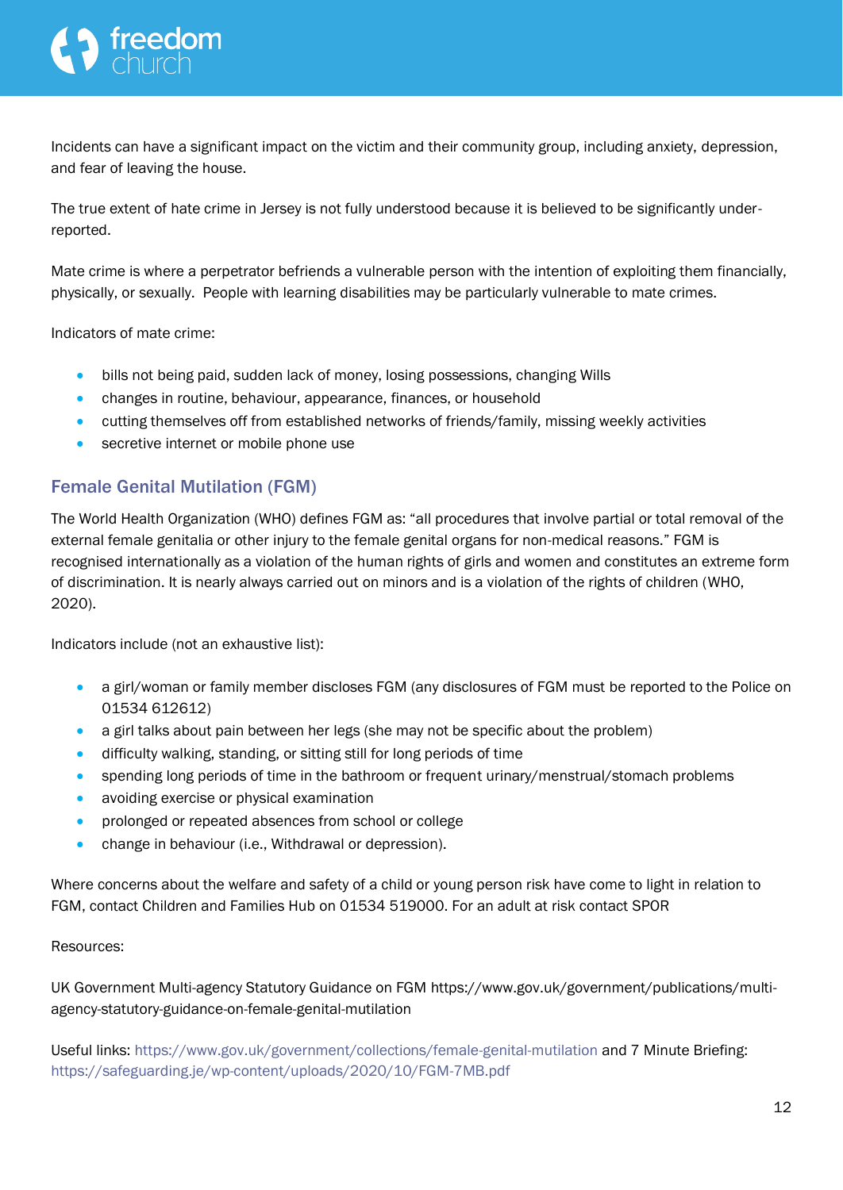Incidents can have a significant impact on the victim and their community group, including anxiety, depression, and fear of leaving the house.

The true extent of hate crime in Jersey is not fully understood because it is believed to be significantly under-reported.

Mate crime is where a perpetrator befriends a vulnerable person with the intention of exploiting them financially, physically, or sexually. People with learning disabilities may be particularly vulnerable to mate crimes.

Indicators of mate crime:

- bills not being paid, sudden lack of money, losing possessions, changing Wills
- changes in routine, behaviour, appearance, finances, or household
- cutting themselves off from established networks of friends/family, missing weekly activities
- secretive internet or mobile phone use

## Female Genital Mutilation (FGM)

The World Health Organization (WHO) defines FGM as: "all procedures that involve partial or total removal of the external female genitalia or other injury to the female genital organs for non-medical reasons." FGM is recognised internationally as a violation of the human rights of girls and women and constitutes an extreme form of discrimination. It is nearly always carried out on minors and is a violation of the rights of children (WHO, 2020).

Indicators include (not an exhaustive list):

- a girl/woman or family member discloses FGM (any disclosures of FGM must be reported to the Police on 01534 612612)
- a girl talks about pain between her legs (she may not be specific about the problem)
- difficulty walking, standing, or sitting still for long periods of time
- spending long periods of time in the bathroom or frequent urinary/menstrual/stomach problems
- avoiding exercise or physical examination
- prolonged or repeated absences from school or college
- change in behaviour (i.e., Withdrawal or depression).

Where concerns about the welfare and safety of a child or young person risk have come to light in relation to FGM, contact Children and Families Hub on 01534 519000. For an adult at risk contact SPOR

Resources:

UK Government Multi-agency Statutory Guidance on FGM https://www.gov.uk/government/publications/multi-agency-statutory-guidance-on-female-genital-mutilation

Useful links: https://www.gov.uk/government/collections/female-genital-mutilation and 7 Minute Briefing: https://safeguarding.je/wp-content/uploads/2020/10/FGM-7MB.pdf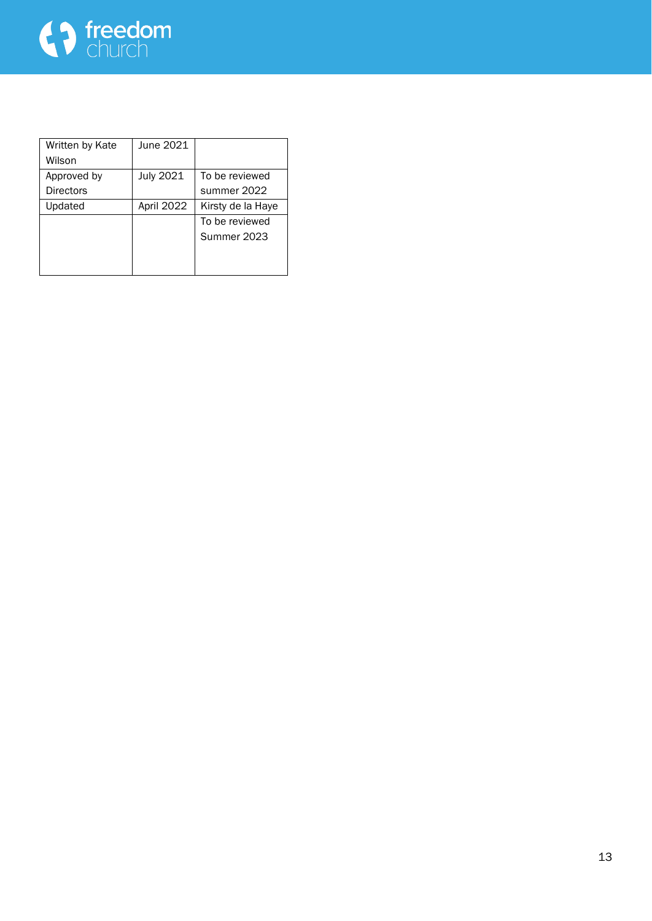| | | |
|---|---|---|
| Written by Kate Wilson | June 2021 | |
| Approved by Directors | July 2021 | To be reviewed summer 2022 |
| Updated | April 2022 | Kirsty de la Haye |
| | | To be reviewed Summer 2023 |